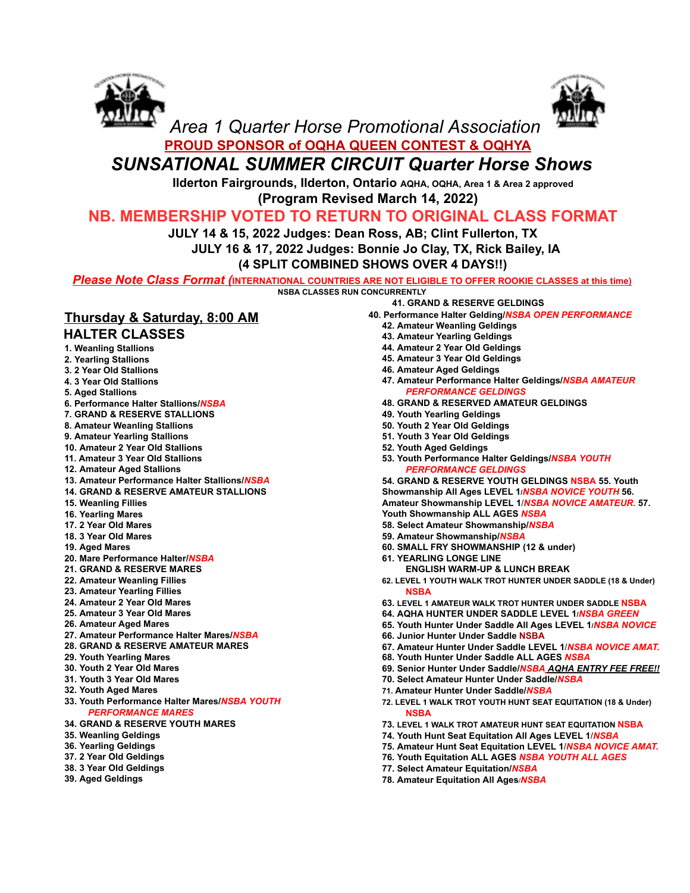# Area 1 Quarter Horse Promotional Association

**PROUD SPONSOR of OQHA QUEEN CONTEST & OQHYA**

## *SUNSATIONAL SUMMER CIRCUIT Quarter Horse Shows*

**Ilderton Fairgrounds, Ilderton, Ontario** AQHA, OQHA, Area 1 & Area 2 approved

**(Program Revised March 14, 2022)**

**NB. MEMBERSHIP VOTED TO RETURN TO ORIGINAL CLASS FORMAT**

**JULY 14 & 15, 2022 Judges: Dean Ross, AB; Clint Fullerton, TX**

**JULY 16 & 17, 2022 Judges: Bonnie Jo Clay, TX, Rick Bailey, IA**

**(4 SPLIT COMBINED SHOWS OVER 4 DAYS!!)**

***Please Note Class Format (INTERNATIONAL COUNTRIES ARE NOT ELIGIBLE TO OFFER ROOKIE CLASSES at this time)***

NSBA CLASSES RUN CONCURRENTLY

## Thursday & Saturday, 8:00 AM

## HALTER CLASSES

1. Weanling Stallions
2. Yearling Stallions
3. 2 Year Old Stallions
4. 3 Year Old Stallions
5. Aged Stallions
6. Performance Halter Stallions/*NSBA*
7. GRAND & RESERVE STALLIONS
8. Amateur Weanling Stallions
9. Amateur Yearling Stallions
10. Amateur 2 Year Old Stallions
11. Amateur 3 Year Old Stallions
12. Amateur Aged Stallions
13. Amateur Performance Halter Stallions/*NSBA*
14. GRAND & RESERVE AMATEUR STALLIONS
15. Weanling Fillies
16. Yearling Mares
17. 2 Year Old Mares
18. 3 Year Old Mares
19. Aged Mares
20. Mare Performance Halter/*NSBA*
21. GRAND & RESERVE MARES
22. Amateur Weanling Fillies
23. Amateur Yearling Fillies
24. Amateur 2 Year Old Mares
25. Amateur 3 Year Old Mares
26. Amateur Aged Mares
27. Amateur Performance Halter Mares/*NSBA*
28. GRAND & RESERVE AMATEUR MARES
29. Youth Yearling Mares
30. Youth 2 Year Old Mares
31. Youth 3 Year Old Mares
32. Youth Aged Mares
33. Youth Performance Halter Mares/*NSBA YOUTH PERFORMANCE MARES*
34. GRAND & RESERVE YOUTH MARES
35. Weanling Geldings
36. Yearling Geldings
37. 2 Year Old Geldings
38. 3 Year Old Geldings
39. Aged Geldings

41. GRAND & RESERVE GELDINGS

40. Performance Halter Gelding/*NSBA OPEN PERFORMANCE*

42. Amateur Weanling Geldings
43. Amateur Yearling Geldings
44. Amateur 2 Year Old Geldings
45. Amateur 3 Year Old Geldings
46. Amateur Aged Geldings
47. Amateur Performance Halter Geldings/*NSBA AMATEUR PERFORMANCE GELDINGS*
48. GRAND & RESERVED AMATEUR GELDINGS
49. Youth Yearling Geldings
50. Youth 2 Year Old Geldings
51. Youth 3 Year Old Geldings
52. Youth Aged Geldings
53. Youth Performance Halter Geldings/*NSBA YOUTH PERFORMANCE GELDINGS*
54. GRAND & RESERVE YOUTH GELDINGS NSBA
55. Youth Showmanship All Ages LEVEL 1/*NSBA NOVICE YOUTH*
56. Amateur Showmanship LEVEL 1/*NSBA NOVICE AMATEUR.*
57. Youth Showmanship ALL AGES *NSBA*
58. Select Amateur Showmanship/*NSBA*
59. Amateur Showmanship/*NSBA*
60. SMALL FRY SHOWMANSHIP (12 & under)
61. YEARLING LONGE LINE

ENGLISH WARM-UP & LUNCH BREAK

62. LEVEL 1 YOUTH WALK TROT HUNTER UNDER SADDLE (18 & Under) NSBA
63. LEVEL 1 AMATEUR WALK TROT HUNTER UNDER SADDLE NSBA
64. AQHA HUNTER UNDER SADDLE LEVEL 1/*NSBA GREEN*
65. Youth Hunter Under Saddle All Ages LEVEL 1/*NSBA NOVICE*
66. Junior Hunter Under Saddle NSBA
67. Amateur Hunter Under Saddle LEVEL 1/*NSBA NOVICE AMAT.*
68. Youth Hunter Under Saddle ALL AGES *NSBA*
69. Senior Hunter Under Saddle/*NSBA* ***AQHA ENTRY FEE FREE!!***
70. Select Amateur Hunter Under Saddle/*NSBA*
71. Amateur Hunter Under Saddle/*NSBA*
72. LEVEL 1 WALK TROT YOUTH HUNT SEAT EQUITATION (18 & Under) NSBA
73. LEVEL 1 WALK TROT AMATEUR HUNT SEAT EQUITATION NSBA
74. Youth Hunt Seat Equitation All Ages LEVEL 1/*NSBA*
75. Amateur Hunt Seat Equitation LEVEL 1/*NSBA NOVICE AMAT.*
76. Youth Equitation ALL AGES *NSBA YOUTH ALL AGES*
77. Select Amateur Equitation/*NSBA*
78. Amateur Equitation All Ages/*NSBA*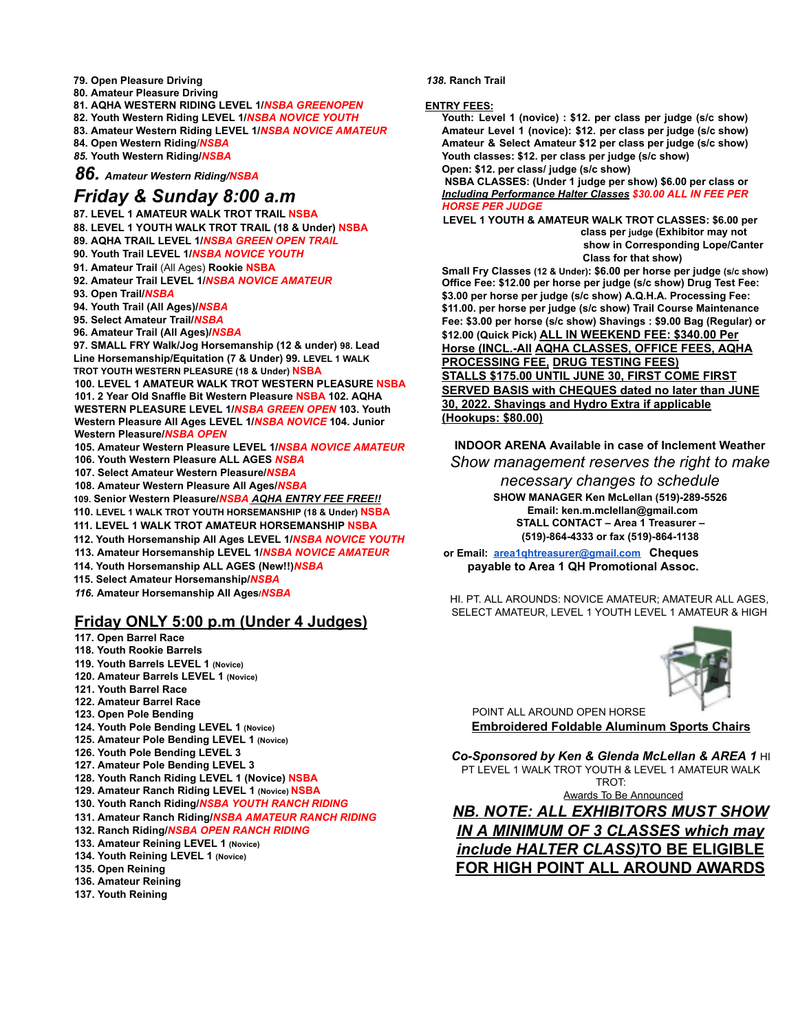79. Open Pleasure Driving
80. Amateur Pleasure Driving
81. AQHA WESTERN RIDING LEVEL 1/*NSBA GREENOPEN*
82. Youth Western Riding LEVEL 1/*NSBA NOVICE YOUTH*
83. Amateur Western Riding LEVEL 1/*NSBA NOVICE AMATEUR*
84. Open Western Riding/*NSBA*
*85.* Youth Western Riding/*NSBA*
*86. Amateur Western Riding/NSBA*

## *Friday & Sunday 8:00 a.m*

87. LEVEL 1 AMATEUR WALK TROT TRAIL NSBA
88. LEVEL 1 YOUTH WALK TROT TRAIL (18 & Under) NSBA
89. AQHA TRAIL LEVEL 1/*NSBA GREEN OPEN TRAIL*
90. Youth Trail LEVEL 1/*NSBA NOVICE YOUTH*
91. Amateur Trail (All Ages) Rookie NSBA
92. Amateur Trail LEVEL 1/*NSBA NOVICE AMATEUR*
93. Open Trail/*NSBA*
94. Youth Trail (All Ages)/*NSBA*
95. Select Amateur Trail/*NSBA*
96. Amateur Trail (All Ages)/*NSBA*
97. SMALL FRY Walk/Jog Horsemanship (12 & under)
98. Lead Line Horsemanship/Equitation (7 & Under)
99. LEVEL 1 WALK TROT YOUTH WESTERN PLEASURE (18 & Under) NSBA
100. LEVEL 1 AMATEUR WALK TROT WESTERN PLEASURE NSBA
101. 2 Year Old Snaffle Bit Western Pleasure NSBA
102. AQHA WESTERN PLEASURE LEVEL 1/*NSBA GREEN OPEN*
103. Youth Western Pleasure All Ages LEVEL 1/*NSBA NOVICE*
104. Junior Western Pleasure/*NSBA OPEN*
105. Amateur Western Pleasure LEVEL 1/*NSBA NOVICE AMATEUR*
106. Youth Western Pleasure ALL AGES *NSBA*
107. Select Amateur Western Pleasure/*NSBA*
108. Amateur Western Pleasure All Ages/*NSBA*
109. Senior Western Pleasure/*NSBA* ***AQHA ENTRY FEE FREE!!***
110. LEVEL 1 WALK TROT YOUTH HORSEMANSHIP (18 & Under) NSBA
111. LEVEL 1 WALK TROT AMATEUR HORSEMANSHIP NSBA
112. Youth Horsemanship All Ages LEVEL 1/*NSBA NOVICE YOUTH*
113. Amateur Horsemanship LEVEL 1/*NSBA NOVICE AMATEUR*
114. Youth Horsemanship ALL AGES (New!!)/*NSBA*
115. Select Amateur Horsemanship/*NSBA*
*116.* Amateur Horsemanship All Ages/*NSBA*

## Friday ONLY 5:00 p.m (Under 4 Judges)

117. Open Barrel Race
118. Youth Rookie Barrels
119. Youth Barrels LEVEL 1 (Novice)
120. Amateur Barrels LEVEL 1 (Novice)
121. Youth Barrel Race
122. Amateur Barrel Race
123. Open Pole Bending
124. Youth Pole Bending LEVEL 1 (Novice)
125. Amateur Pole Bending LEVEL 1 (Novice)
126. Youth Pole Bending LEVEL 3
127. Amateur Pole Bending LEVEL 3
128. Youth Ranch Riding LEVEL 1 (Novice) NSBA
129. Amateur Ranch Riding LEVEL 1 (Novice) NSBA
130. Youth Ranch Riding/*NSBA YOUTH RANCH RIDING*
131. Amateur Ranch Riding/*NSBA AMATEUR RANCH RIDING*
132. Ranch Riding/*NSBA OPEN RANCH RIDING*
133. Amateur Reining LEVEL 1 (Novice)
134. Youth Reining LEVEL 1 (Novice)
135. Open Reining
136. Amateur Reining
137. Youth Reining
*138.* Ranch Trail

**ENTRY FEES:**

Youth: Level 1 (novice) : $12. per class per judge (s/c show)
Amateur Level 1 (novice): $12. per class per judge (s/c show)
Amateur & Select Amateur $12 per class per judge (s/c show)
Youth classes: $12. per class per judge (s/c show)
Open: $12. per class/ judge (s/c show)
NSBA CLASSES: (Under 1 judge per show) $6.00 per class or ***Including Performance Halter Classes*** *$30.00 ALL IN FEE PER HORSE PER JUDGE*

LEVEL 1 YOUTH & AMATEUR WALK TROT CLASSES: $6.00 per class per judge (Exhibitor may not show in Corresponding Lope/Canter Class for that show)

Small Fry Classes (12 & Under): $6.00 per horse per judge (s/c show) Office Fee: $12.00 per horse per judge (s/c show) Drug Test Fee: $3.00 per horse per judge (s/c show) A.Q.H.A. Processing Fee: $11.00. per horse per judge (s/c show) Trail Course Maintenance Fee: $3.00 per horse (s/c show) Shavings : $9.00 Bag (Regular) or $12.00 (Quick Pick) **ALL IN WEEKEND FEE: $340.00 Per Horse (INCL.-All AQHA CLASSES, OFFICE FEES, AQHA PROCESSING FEE, DRUG TESTING FEES)**
**STALLS $175.00 UNTIL JUNE 30, FIRST COME FIRST SERVED BASIS with CHEQUES dated no later than JUNE 30, 2022. Shavings and Hydro Extra if applicable (Hookups: $80.00)**

**INDOOR ARENA Available in case of Inclement Weather**

*Show management reserves the right to make necessary changes to schedule*

**SHOW MANAGER Ken McLellan (519)-289-5526**
**Email: ken.m.mclellan@gmail.com**
**STALL CONTACT – Area 1 Treasurer – (519)-864-4333 or fax (519)-864-1138**
**or Email: area1qhtreasurer@gmail.com Cheques payable to Area 1 QH Promotional Assoc.**

HI. PT. ALL AROUNDS: NOVICE AMATEUR; AMATEUR ALL AGES, SELECT AMATEUR, LEVEL 1 YOUTH LEVEL 1 AMATEUR & HIGH POINT ALL AROUND OPEN HORSE

**Embroidered Foldable Aluminum Sports Chairs**

***Co-Sponsored by Ken & Glenda McLellan & AREA 1*** HI PT LEVEL 1 WALK TROT YOUTH & LEVEL 1 AMATEUR WALK TROT:
Awards To Be Announced

## ***NB. NOTE: ALL EXHIBITORS MUST SHOW IN A MINIMUM OF 3 CLASSES which may include HALTER CLASS)TO BE ELIGIBLE FOR HIGH POINT ALL AROUND AWARDS***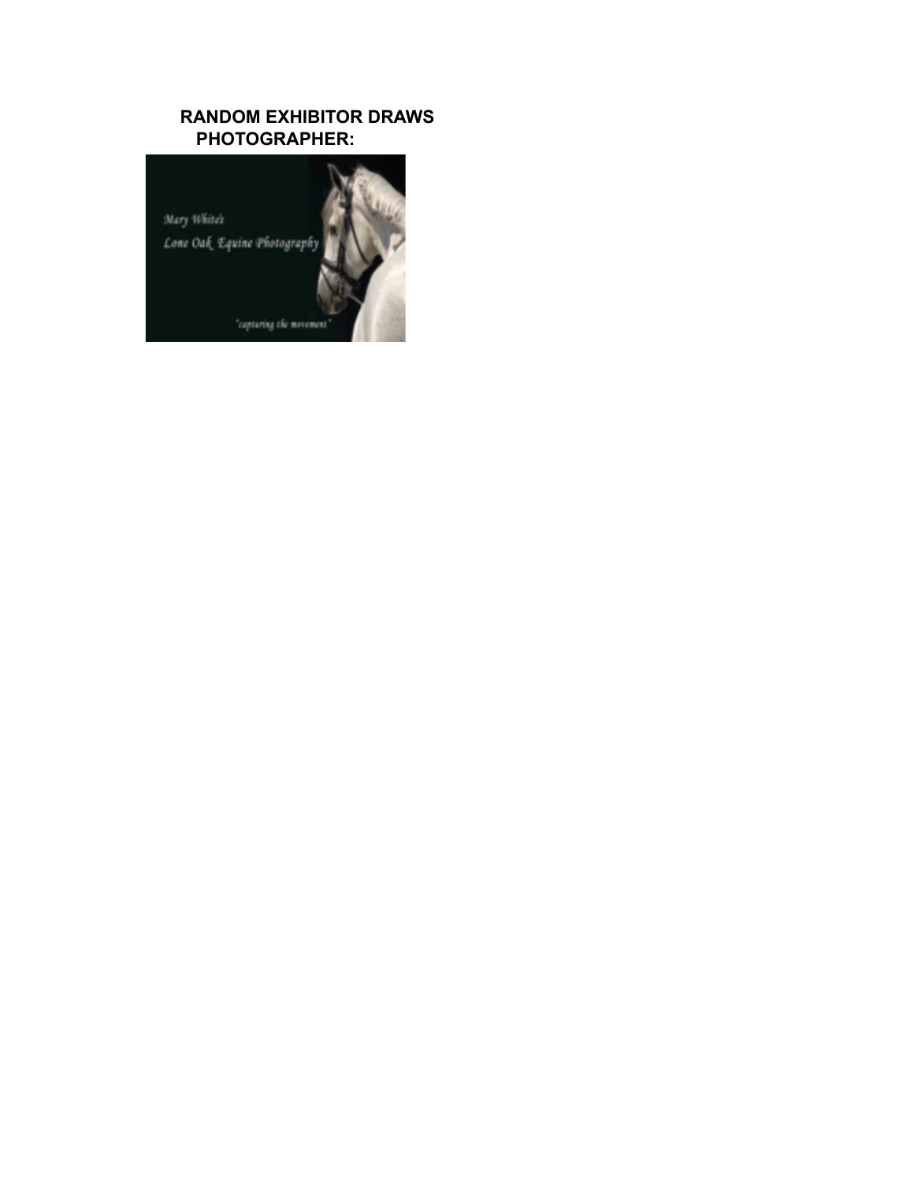**RANDOM EXHIBITOR DRAWS**

**PHOTOGRAPHER:**

Mary White's

Lone Oak Equine Photography

"capturing the movement"